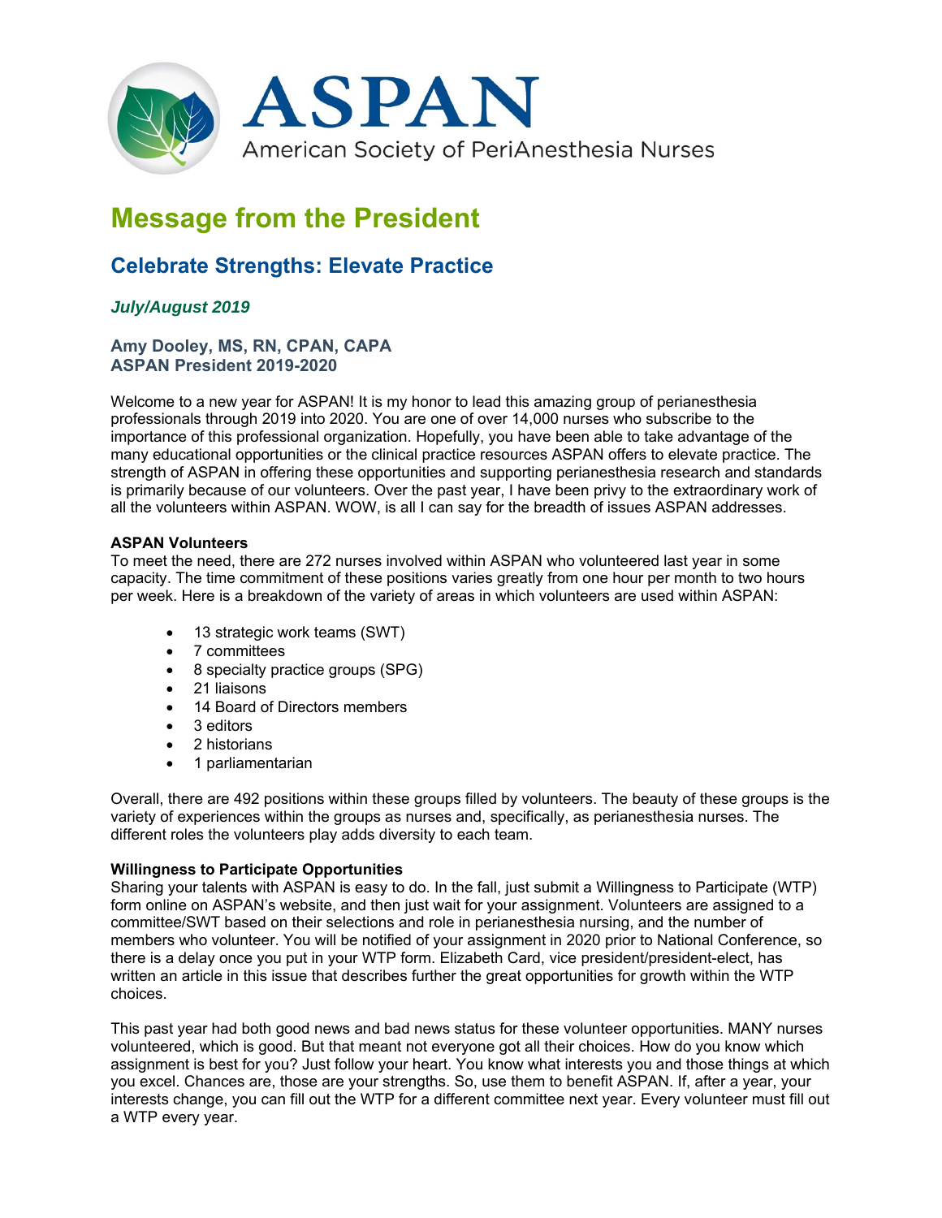# ASPAN

American Society of PeriAnesthesia Nurses

# Message from the President

## Celebrate Strengths: Elevate Practice

*July/August 2019*

**Amy Dooley, MS, RN, CPAN, CAPA**
**ASPAN President 2019-2020**

Welcome to a new year for ASPAN! It is my honor to lead this amazing group of perianesthesia professionals through 2019 into 2020. You are one of over 14,000 nurses who subscribe to the importance of this professional organization. Hopefully, you have been able to take advantage of the many educational opportunities or the clinical practice resources ASPAN offers to elevate practice. The strength of ASPAN in offering these opportunities and supporting perianesthesia research and standards is primarily because of our volunteers. Over the past year, I have been privy to the extraordinary work of all the volunteers within ASPAN. WOW, is all I can say for the breadth of issues ASPAN addresses.

**ASPAN Volunteers**

To meet the need, there are 272 nurses involved within ASPAN who volunteered last year in some capacity. The time commitment of these positions varies greatly from one hour per month to two hours per week. Here is a breakdown of the variety of areas in which volunteers are used within ASPAN:

- 13 strategic work teams (SWT)
- 7 committees
- 8 specialty practice groups (SPG)
- 21 liaisons
- 14 Board of Directors members
- 3 editors
- 2 historians
- 1 parliamentarian

Overall, there are 492 positions within these groups filled by volunteers. The beauty of these groups is the variety of experiences within the groups as nurses and, specifically, as perianesthesia nurses. The different roles the volunteers play adds diversity to each team.

**Willingness to Participate Opportunities**

Sharing your talents with ASPAN is easy to do. In the fall, just submit a Willingness to Participate (WTP) form online on ASPAN's website, and then just wait for your assignment. Volunteers are assigned to a committee/SWT based on their selections and role in perianesthesia nursing, and the number of members who volunteer. You will be notified of your assignment in 2020 prior to National Conference, so there is a delay once you put in your WTP form. Elizabeth Card, vice president/president-elect, has written an article in this issue that describes further the great opportunities for growth within the WTP choices.

This past year had both good news and bad news status for these volunteer opportunities. MANY nurses volunteered, which is good. But that meant not everyone got all their choices. How do you know which assignment is best for you? Just follow your heart. You know what interests you and those things at which you excel. Chances are, those are your strengths. So, use them to benefit ASPAN. If, after a year, your interests change, you can fill out the WTP for a different committee next year. Every volunteer must fill out a WTP every year.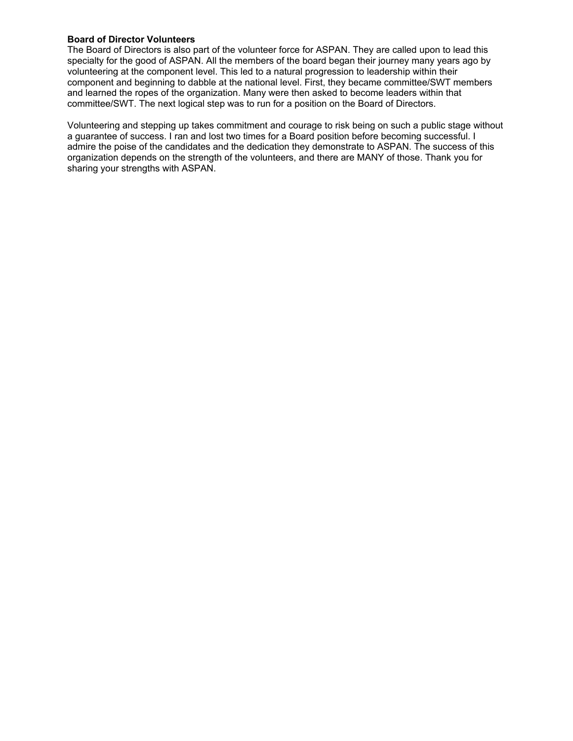**Board of Director Volunteers**

The Board of Directors is also part of the volunteer force for ASPAN. They are called upon to lead this specialty for the good of ASPAN. All the members of the board began their journey many years ago by volunteering at the component level. This led to a natural progression to leadership within their component and beginning to dabble at the national level. First, they became committee/SWT members and learned the ropes of the organization. Many were then asked to become leaders within that committee/SWT. The next logical step was to run for a position on the Board of Directors.

Volunteering and stepping up takes commitment and courage to risk being on such a public stage without a guarantee of success. I ran and lost two times for a Board position before becoming successful. I admire the poise of the candidates and the dedication they demonstrate to ASPAN. The success of this organization depends on the strength of the volunteers, and there are MANY of those. Thank you for sharing your strengths with ASPAN.